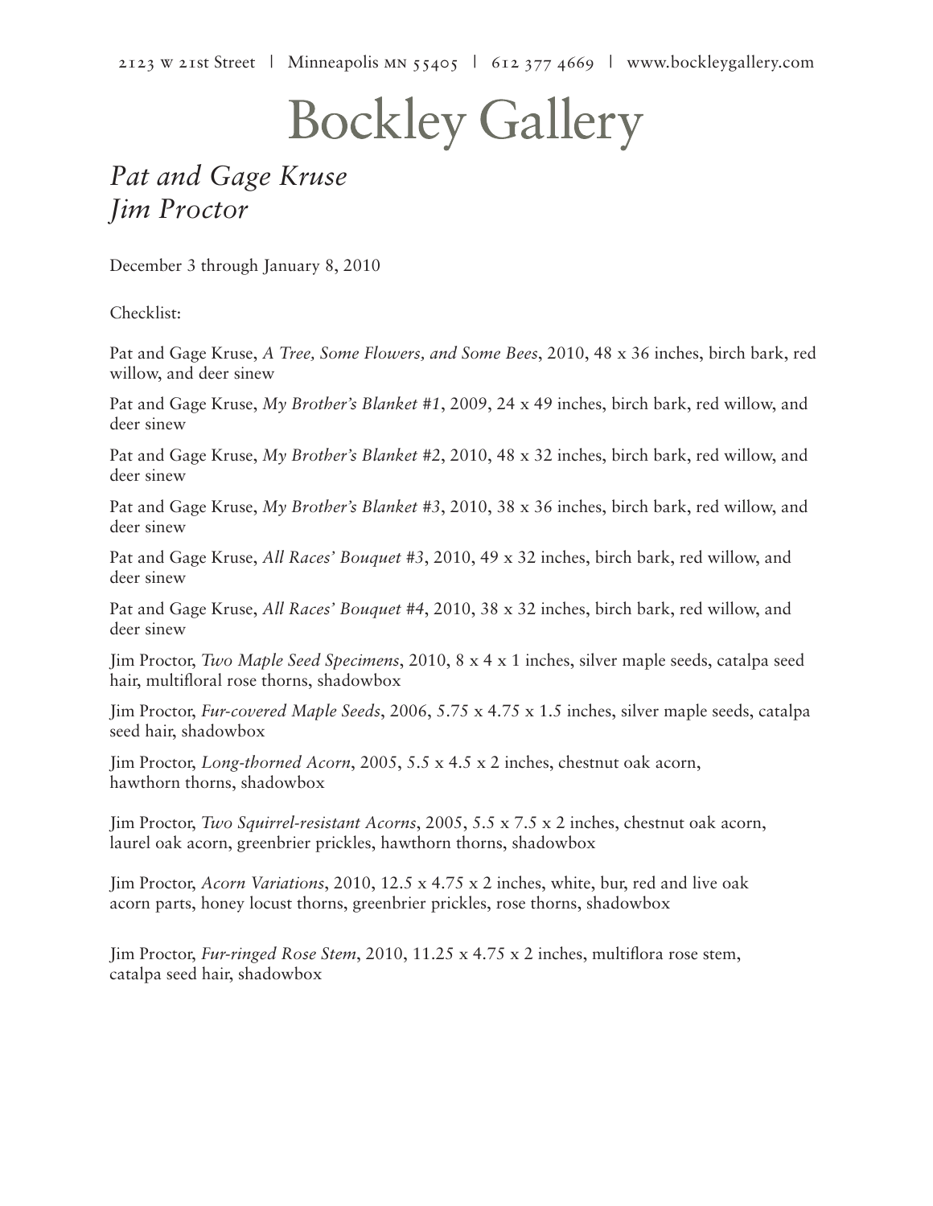2123 W 21st Street | Minneapolis MN 55405 | 612 377 4669 | www.bockleygallery.com

# Bockley Gallery

## *Pat and Gage Kruse*
## *Jim Proctor*

December 3 through January 8, 2010

Checklist:

Pat and Gage Kruse, *A Tree, Some Flowers, and Some Bees*, 2010, 48 x 36 inches, birch bark, red willow, and deer sinew

Pat and Gage Kruse, *My Brother's Blanket #1*, 2009, 24 x 49 inches, birch bark, red willow, and deer sinew

Pat and Gage Kruse, *My Brother's Blanket #2*, 2010, 48 x 32 inches, birch bark, red willow, and deer sinew

Pat and Gage Kruse, *My Brother's Blanket #3*, 2010, 38 x 36 inches, birch bark, red willow, and deer sinew

Pat and Gage Kruse, *All Races' Bouquet #3*, 2010, 49 x 32 inches, birch bark, red willow, and deer sinew

Pat and Gage Kruse, *All Races' Bouquet #4*, 2010, 38 x 32 inches, birch bark, red willow, and deer sinew

Jim Proctor, *Two Maple Seed Specimens*, 2010, 8 x 4 x 1 inches, silver maple seeds, catalpa seed hair, multifloral rose thorns, shadowbox

Jim Proctor, *Fur-covered Maple Seeds*, 2006, 5.75 x 4.75 x 1.5 inches, silver maple seeds, catalpa seed hair, shadowbox

Jim Proctor, *Long-thorned Acorn*, 2005, 5.5 x 4.5 x 2 inches, chestnut oak acorn, hawthorn thorns, shadowbox

Jim Proctor, *Two Squirrel-resistant Acorns*, 2005, 5.5 x 7.5 x 2 inches, chestnut oak acorn, laurel oak acorn, greenbrier prickles, hawthorn thorns, shadowbox

Jim Proctor, *Acorn Variations*, 2010, 12.5 x 4.75 x 2 inches, white, bur, red and live oak acorn parts, honey locust thorns, greenbrier prickles, rose thorns, shadowbox

Jim Proctor, *Fur-ringed Rose Stem*, 2010, 11.25 x 4.75 x 2 inches, multiflora rose stem, catalpa seed hair, shadowbox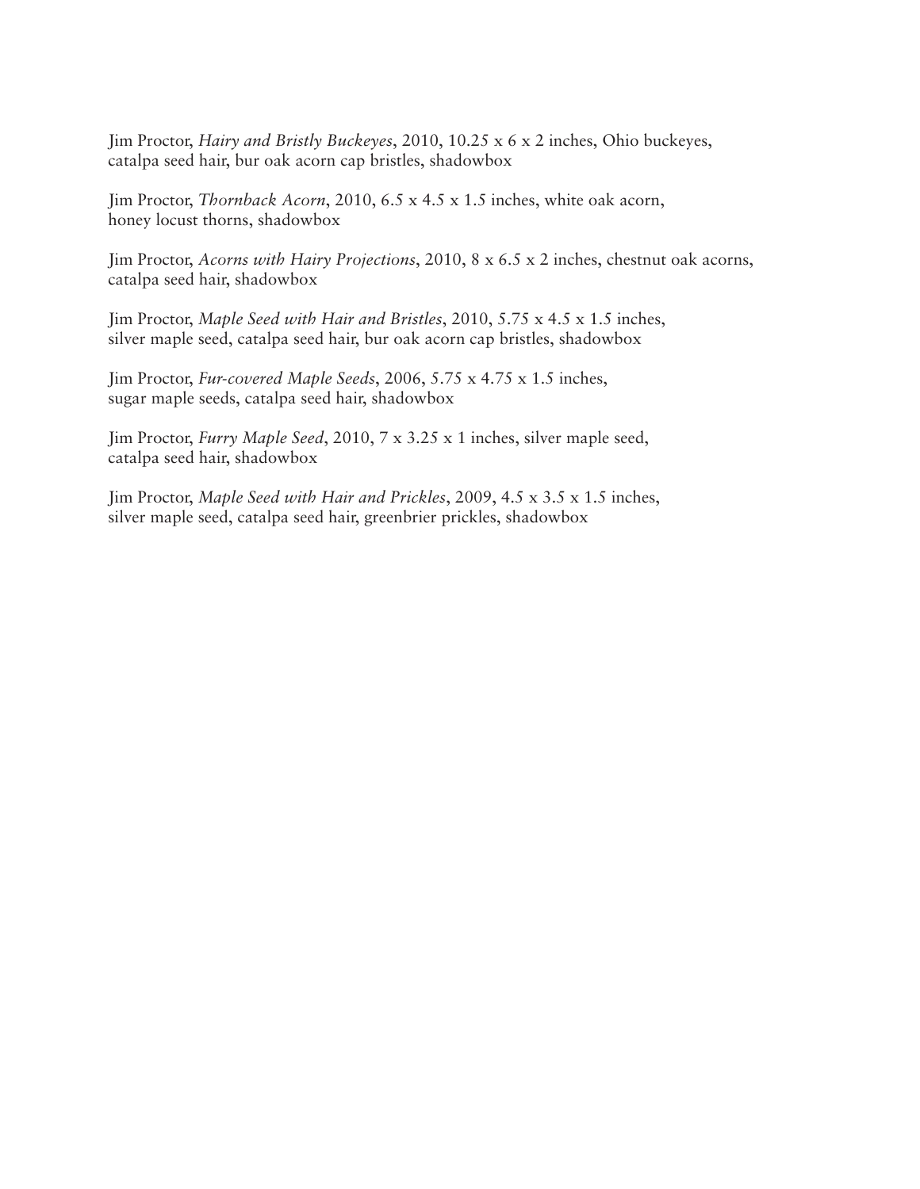Jim Proctor, *Hairy and Bristly Buckeyes*, 2010, 10.25 x 6 x 2 inches, Ohio buckeyes, catalpa seed hair, bur oak acorn cap bristles, shadowbox

Jim Proctor, *Thornback Acorn*, 2010, 6.5 x 4.5 x 1.5 inches, white oak acorn, honey locust thorns, shadowbox

Jim Proctor, *Acorns with Hairy Projections*, 2010, 8 x 6.5 x 2 inches, chestnut oak acorns, catalpa seed hair, shadowbox

Jim Proctor, *Maple Seed with Hair and Bristles*, 2010, 5.75 x 4.5 x 1.5 inches, silver maple seed, catalpa seed hair, bur oak acorn cap bristles, shadowbox

Jim Proctor, *Fur-covered Maple Seeds*, 2006, 5.75 x 4.75 x 1.5 inches, sugar maple seeds, catalpa seed hair, shadowbox

Jim Proctor, *Furry Maple Seed*, 2010, 7 x 3.25 x 1 inches, silver maple seed, catalpa seed hair, shadowbox

Jim Proctor, *Maple Seed with Hair and Prickles*, 2009, 4.5 x 3.5 x 1.5 inches, silver maple seed, catalpa seed hair, greenbrier prickles, shadowbox